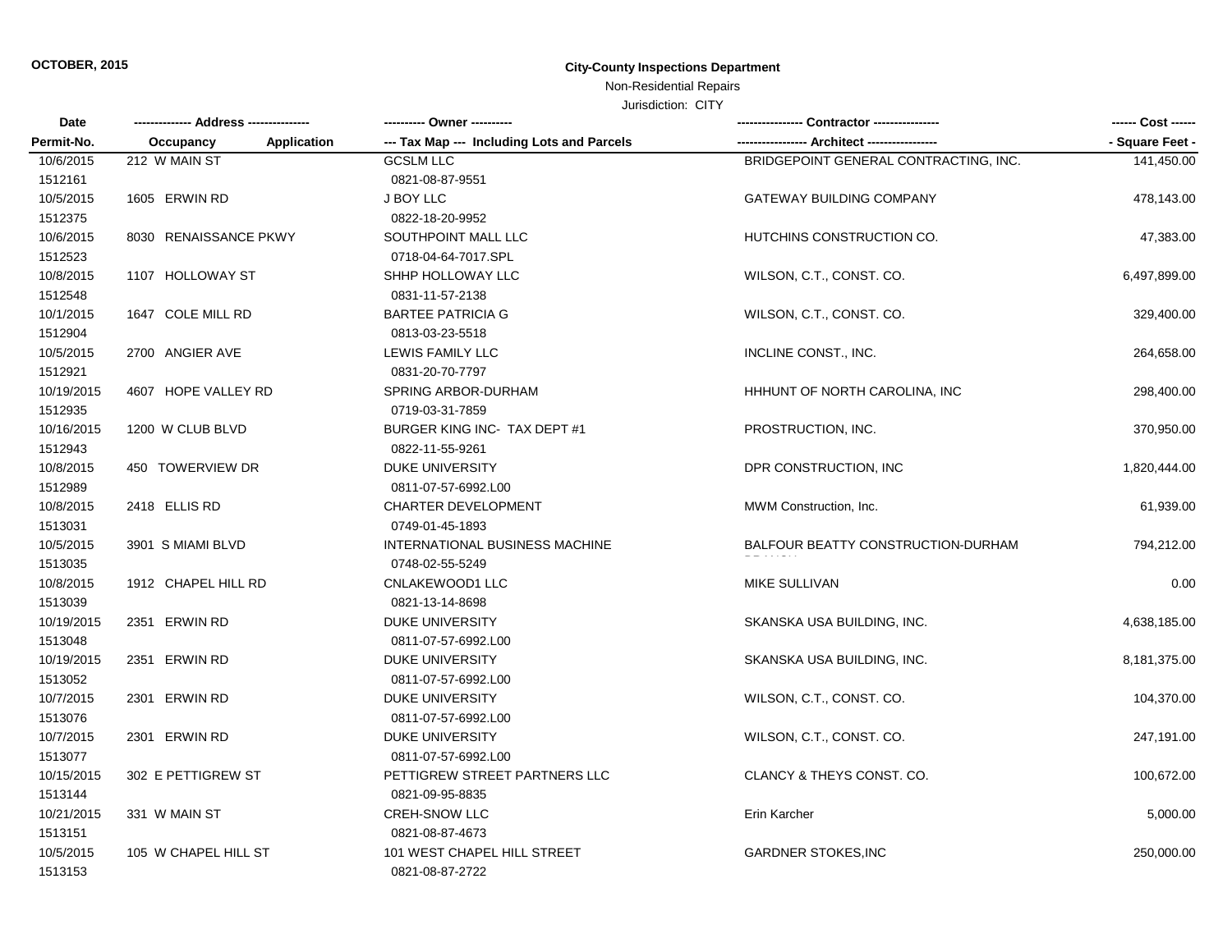OCTOBER, 2015

## City-County Inspections Department

Non-Residential Repairs

Jurisdiction: CITY

| Date / Permit-No. | Address / Occupancy / Application | Owner / Tax Map --- Including Lots and Parcels | Contractor / Architect | Cost / Square Feet |
|---|---|---|---|---|
| 10/6/2015 1512161 | 212 W MAIN ST | GCSLM LLC 0821-08-87-9551 | BRIDGEPOINT GENERAL CONTRACTING, INC. | 141,450.00 |
| 10/5/2015 1512375 | 1605 ERWIN RD | J BOY LLC 0822-18-20-9952 | GATEWAY BUILDING COMPANY | 478,143.00 |
| 10/6/2015 1512523 | 8030 RENAISSANCE PKWY | SOUTHPOINT MALL LLC 0718-04-64-7017.SPL | HUTCHINS CONSTRUCTION CO. | 47,383.00 |
| 10/8/2015 1512548 | 1107 HOLLOWAY ST | SHHP HOLLOWAY LLC 0831-11-57-2138 | WILSON, C.T., CONST. CO. | 6,497,899.00 |
| 10/1/2015 1512904 | 1647 COLE MILL RD | BARTEE PATRICIA G 0813-03-23-5518 | WILSON, C.T., CONST. CO. | 329,400.00 |
| 10/5/2015 1512921 | 2700 ANGIER AVE | LEWIS FAMILY LLC 0831-20-70-7797 | INCLINE CONST., INC. | 264,658.00 |
| 10/19/2015 1512935 | 4607 HOPE VALLEY RD | SPRING ARBOR-DURHAM 0719-03-31-7859 | HHHUNT OF NORTH CAROLINA, INC | 298,400.00 |
| 10/16/2015 1512943 | 1200 W CLUB BLVD | BURGER KING INC- TAX DEPT #1 0822-11-55-9261 | PROSTRUCTION, INC. | 370,950.00 |
| 10/8/2015 1512989 | 450 TOWERVIEW DR | DUKE UNIVERSITY 0811-07-57-6992.L00 | DPR CONSTRUCTION, INC | 1,820,444.00 |
| 10/8/2015 1513031 | 2418 ELLIS RD | CHARTER DEVELOPMENT 0749-01-45-1893 | MWM Construction, Inc. | 61,939.00 |
| 10/5/2015 1513035 | 3901 S MIAMI BLVD | INTERNATIONAL BUSINESS MACHINE 0748-02-55-5249 | BALFOUR BEATTY CONSTRUCTION-DURHAM BRANCH | 794,212.00 |
| 10/8/2015 1513039 | 1912 CHAPEL HILL RD | CNLAKEWOOD1 LLC 0821-13-14-8698 | MIKE SULLIVAN | 0.00 |
| 10/19/2015 1513048 | 2351 ERWIN RD | DUKE UNIVERSITY 0811-07-57-6992.L00 | SKANSKA USA BUILDING, INC. | 4,638,185.00 |
| 10/19/2015 1513052 | 2351 ERWIN RD | DUKE UNIVERSITY 0811-07-57-6992.L00 | SKANSKA USA BUILDING, INC. | 8,181,375.00 |
| 10/7/2015 1513076 | 2301 ERWIN RD | DUKE UNIVERSITY 0811-07-57-6992.L00 | WILSON, C.T., CONST. CO. | 104,370.00 |
| 10/7/2015 1513077 | 2301 ERWIN RD | DUKE UNIVERSITY 0811-07-57-6992.L00 | WILSON, C.T., CONST. CO. | 247,191.00 |
| 10/15/2015 1513144 | 302 E PETTIGREW ST | PETTIGREW STREET PARTNERS LLC 0821-09-95-8835 | CLANCY & THEYS CONST. CO. | 100,672.00 |
| 10/21/2015 1513151 | 331 W MAIN ST | CREH-SNOW LLC 0821-08-87-4673 | Erin Karcher | 5,000.00 |
| 10/5/2015 1513153 | 105 W CHAPEL HILL ST | 101 WEST CHAPEL HILL STREET 0821-08-87-2722 | GARDNER STOKES,INC | 250,000.00 |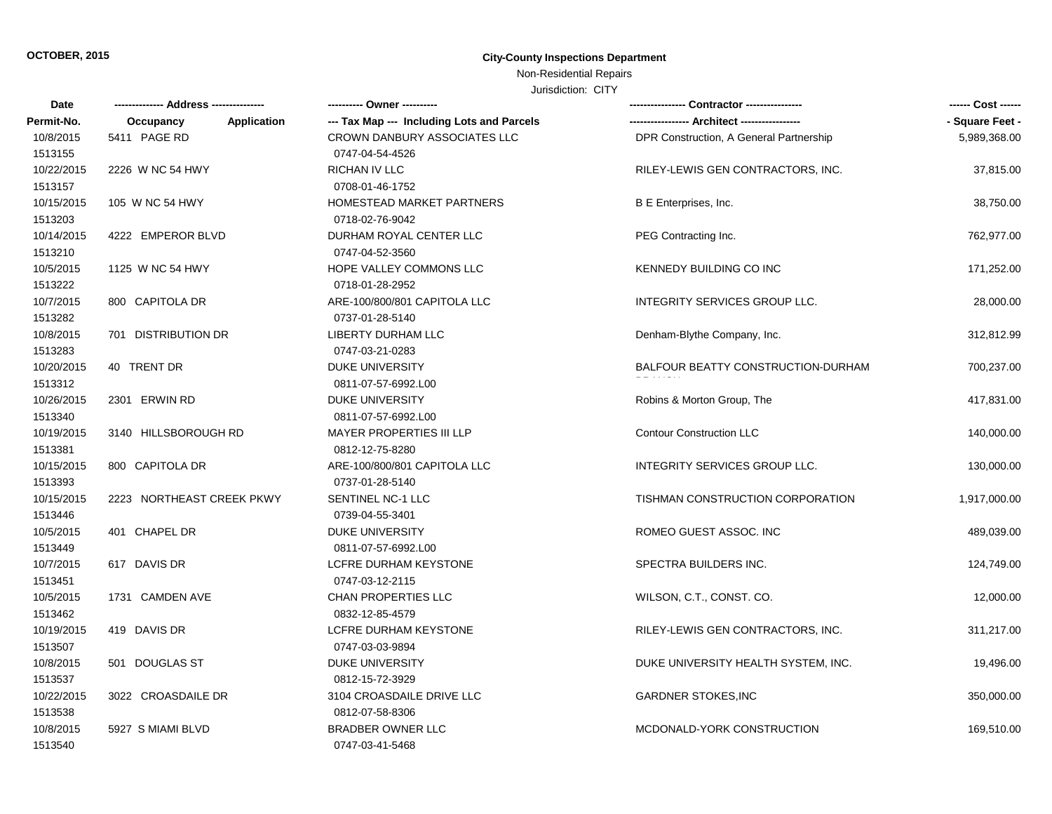OCTOBER, 2015

**City-County Inspections Department**

Non-Residential Repairs

Jurisdiction: CITY

| Date<br>Permit-No. | Address<br>Occupancy / Application | Owner<br>Tax Map --- Including Lots and Parcels | Contractor<br>Architect | Cost<br>Square Feet |
|---|---|---|---|---|
| 10/8/2015<br>1513155 | 5411 PAGE RD | CROWN DANBURY ASSOCIATES LLC<br>0747-04-54-4526 | DPR Construction, A General Partnership | 5,989,368.00 |
| 10/22/2015<br>1513157 | 2226 W NC 54 HWY | RICHAN IV LLC<br>0708-01-46-1752 | RILEY-LEWIS GEN CONTRACTORS, INC. | 37,815.00 |
| 10/15/2015<br>1513203 | 105 W NC 54 HWY | HOMESTEAD MARKET PARTNERS<br>0718-02-76-9042 | B E Enterprises, Inc. | 38,750.00 |
| 10/14/2015<br>1513210 | 4222 EMPEROR BLVD | DURHAM ROYAL CENTER LLC<br>0747-04-52-3560 | PEG Contracting Inc. | 762,977.00 |
| 10/5/2015<br>1513222 | 1125 W NC 54 HWY | HOPE VALLEY COMMONS LLC<br>0718-01-28-2952 | KENNEDY BUILDING CO INC | 171,252.00 |
| 10/7/2015<br>1513282 | 800 CAPITOLA DR | ARE-100/800/801 CAPITOLA LLC<br>0737-01-28-5140 | INTEGRITY SERVICES GROUP LLC. | 28,000.00 |
| 10/8/2015<br>1513283 | 701 DISTRIBUTION DR | LIBERTY DURHAM LLC<br>0747-03-21-0283 | Denham-Blythe Company, Inc. | 312,812.99 |
| 10/20/2015<br>1513312 | 40 TRENT DR | DUKE UNIVERSITY<br>0811-07-57-6992.L00 | BALFOUR BEATTY CONSTRUCTION-DURHAM BRANCH | 700,237.00 |
| 10/26/2015<br>1513340 | 2301 ERWIN RD | DUKE UNIVERSITY<br>0811-07-57-6992.L00 | Robins & Morton Group, The | 417,831.00 |
| 10/19/2015<br>1513381 | 3140 HILLSBOROUGH RD | MAYER PROPERTIES III LLP<br>0812-12-75-8280 | Contour Construction LLC | 140,000.00 |
| 10/15/2015<br>1513393 | 800 CAPITOLA DR | ARE-100/800/801 CAPITOLA LLC<br>0737-01-28-5140 | INTEGRITY SERVICES GROUP LLC. | 130,000.00 |
| 10/15/2015<br>1513446 | 2223 NORTHEAST CREEK PKWY | SENTINEL NC-1 LLC<br>0739-04-55-3401 | TISHMAN CONSTRUCTION CORPORATION | 1,917,000.00 |
| 10/5/2015<br>1513449 | 401 CHAPEL DR | DUKE UNIVERSITY<br>0811-07-57-6992.L00 | ROMEO GUEST ASSOC. INC | 489,039.00 |
| 10/7/2015<br>1513451 | 617 DAVIS DR | LCFRE DURHAM KEYSTONE<br>0747-03-12-2115 | SPECTRA BUILDERS INC. | 124,749.00 |
| 10/5/2015<br>1513462 | 1731 CAMDEN AVE | CHAN PROPERTIES LLC<br>0832-12-85-4579 | WILSON, C.T., CONST. CO. | 12,000.00 |
| 10/19/2015<br>1513507 | 419 DAVIS DR | LCFRE DURHAM KEYSTONE<br>0747-03-03-9894 | RILEY-LEWIS GEN CONTRACTORS, INC. | 311,217.00 |
| 10/8/2015<br>1513537 | 501 DOUGLAS ST | DUKE UNIVERSITY<br>0812-15-72-3929 | DUKE UNIVERSITY HEALTH SYSTEM, INC. | 19,496.00 |
| 10/22/2015<br>1513538 | 3022 CROASDAILE DR | 3104 CROASDAILE DRIVE LLC<br>0812-07-58-8306 | GARDNER STOKES,INC | 350,000.00 |
| 10/8/2015<br>1513540 | 5927 S MIAMI BLVD | BRADBER OWNER LLC<br>0747-03-41-5468 | MCDONALD-YORK CONSTRUCTION | 169,510.00 |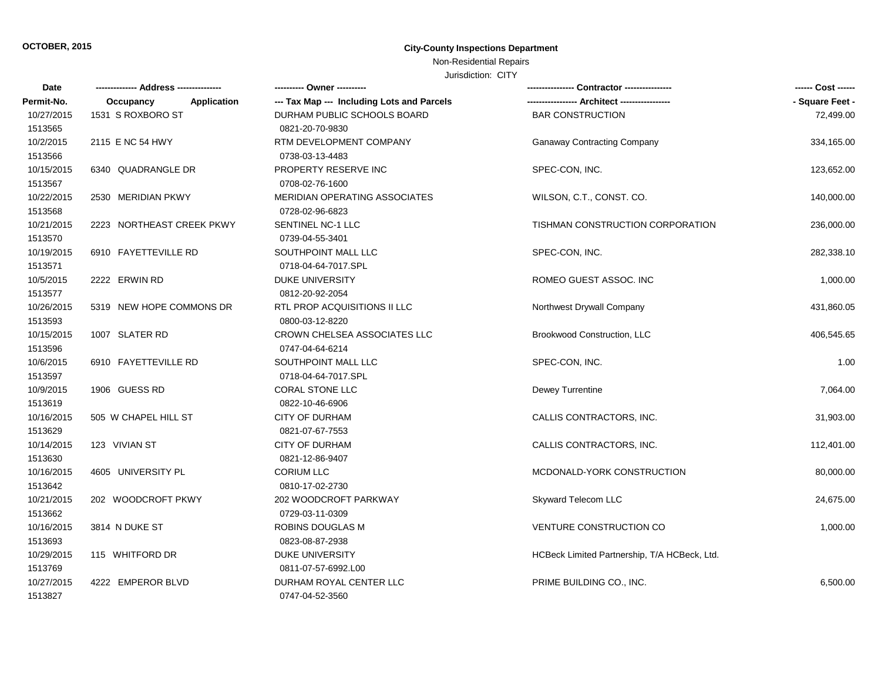**OCTOBER, 2015**

**City-County Inspections Department**

Non-Residential Repairs

Jurisdiction: CITY

| Date / Permit-No. | Address / Occupancy / Application | Owner / Tax Map --- Including Lots and Parcels | Contractor / Architect | Cost / Square Feet |
|---|---|---|---|---|
| 10/27/2015 1513565 | 1531 S ROXBORO ST | DURHAM PUBLIC SCHOOLS BOARD 0821-20-70-9830 | BAR CONSTRUCTION | 72,499.00 |
| 10/2/2015 1513566 | 2115 E NC 54 HWY | RTM DEVELOPMENT COMPANY 0738-03-13-4483 | Ganaway Contracting Company | 334,165.00 |
| 10/15/2015 1513567 | 6340 QUADRANGLE DR | PROPERTY RESERVE INC 0708-02-76-1600 | SPEC-CON, INC. | 123,652.00 |
| 10/22/2015 1513568 | 2530 MERIDIAN PKWY | MERIDIAN OPERATING ASSOCIATES 0728-02-96-6823 | WILSON, C.T., CONST. CO. | 140,000.00 |
| 10/21/2015 1513570 | 2223 NORTHEAST CREEK PKWY | SENTINEL NC-1 LLC 0739-04-55-3401 | TISHMAN CONSTRUCTION CORPORATION | 236,000.00 |
| 10/19/2015 1513571 | 6910 FAYETTEVILLE RD | SOUTHPOINT MALL LLC 0718-04-64-7017.SPL | SPEC-CON, INC. | 282,338.10 |
| 10/5/2015 1513577 | 2222 ERWIN RD | DUKE UNIVERSITY 0812-20-92-2054 | ROMEO GUEST ASSOC. INC | 1,000.00 |
| 10/26/2015 1513593 | 5319 NEW HOPE COMMONS DR | RTL PROP ACQUISITIONS II LLC 0800-03-12-8220 | Northwest Drywall Company | 431,860.05 |
| 10/15/2015 1513596 | 1007 SLATER RD | CROWN CHELSEA ASSOCIATES LLC 0747-04-64-6214 | Brookwood Construction, LLC | 406,545.65 |
| 10/6/2015 1513597 | 6910 FAYETTEVILLE RD | SOUTHPOINT MALL LLC 0718-04-64-7017.SPL | SPEC-CON, INC. | 1.00 |
| 10/9/2015 1513619 | 1906 GUESS RD | CORAL STONE LLC 0822-10-46-6906 | Dewey Turrentine | 7,064.00 |
| 10/16/2015 1513629 | 505 W CHAPEL HILL ST | CITY OF DURHAM 0821-07-67-7553 | CALLIS CONTRACTORS, INC. | 31,903.00 |
| 10/14/2015 1513630 | 123 VIVIAN ST | CITY OF DURHAM 0821-12-86-9407 | CALLIS CONTRACTORS, INC. | 112,401.00 |
| 10/16/2015 1513642 | 4605 UNIVERSITY PL | CORIUM LLC 0810-17-02-2730 | MCDONALD-YORK CONSTRUCTION | 80,000.00 |
| 10/21/2015 1513662 | 202 WOODCROFT PKWY | 202 WOODCROFT PARKWAY 0729-03-11-0309 | Skyward Telecom LLC | 24,675.00 |
| 10/16/2015 1513693 | 3814 N DUKE ST | ROBINS DOUGLAS M 0823-08-87-2938 | VENTURE CONSTRUCTION CO | 1,000.00 |
| 10/29/2015 1513769 | 115 WHITFORD DR | DUKE UNIVERSITY 0811-07-57-6992.L00 | HCBeck Limited Partnership, T/A HCBeck, Ltd. | |
| 10/27/2015 1513827 | 4222 EMPEROR BLVD | DURHAM ROYAL CENTER LLC 0747-04-52-3560 | PRIME BUILDING CO., INC. | 6,500.00 |